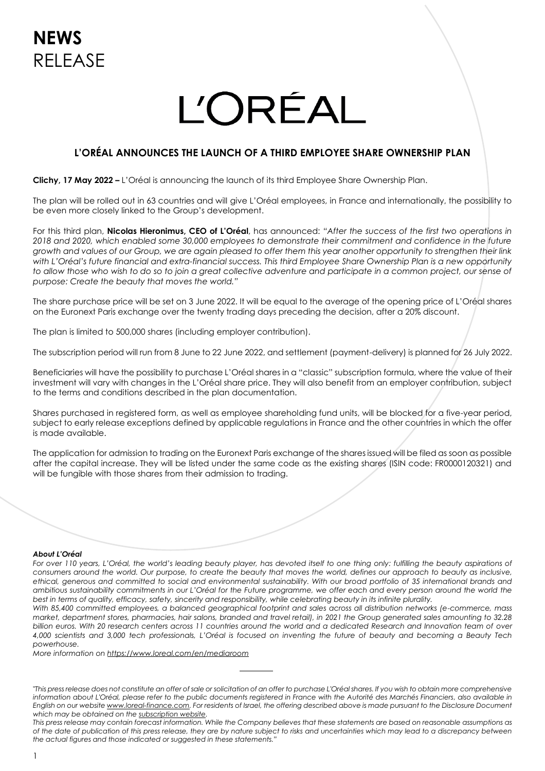**NEWS**
RELEASE

L'ORÉAL

## L'ORÉAL ANNOUNCES THE LAUNCH OF A THIRD EMPLOYEE SHARE OWNERSHIP PLAN

**Clichy, 17 May 2022 –** L'Oréal is announcing the launch of its third Employee Share Ownership Plan.

The plan will be rolled out in 63 countries and will give L'Oréal employees, in France and internationally, the possibility to be even more closely linked to the Group's development.

For this third plan, **Nicolas Hieronimus, CEO of L'Oréal**, has announced: *"After the success of the first two operations in 2018 and 2020, which enabled some 30,000 employees to demonstrate their commitment and confidence in the future growth and values of our Group, we are again pleased to offer them this year another opportunity to strengthen their link with L'Oréal's future financial and extra-financial success. This third Employee Share Ownership Plan is a new opportunity to allow those who wish to do so to join a great collective adventure and participate in a common project, our sense of purpose: Create the beauty that moves the world."*

The share purchase price will be set on 3 June 2022. It will be equal to the average of the opening price of L'Oréal shares on the Euronext Paris exchange over the twenty trading days preceding the decision, after a 20% discount.

The plan is limited to 500,000 shares (including employer contribution).

The subscription period will run from 8 June to 22 June 2022, and settlement (payment-delivery) is planned for 26 July 2022.

Beneficiaries will have the possibility to purchase L'Oréal shares in a "classic" subscription formula, where the value of their investment will vary with changes in the L'Oréal share price. They will also benefit from an employer contribution, subject to the terms and conditions described in the plan documentation.

Shares purchased in registered form, as well as employee shareholding fund units, will be blocked for a five-year period, subject to early release exceptions defined by applicable regulations in France and the other countries in which the offer is made available.

The application for admission to trading on the Euronext Paris exchange of the shares issued will be filed as soon as possible after the capital increase. They will be listed under the same code as the existing shares (ISIN code: FR0000120321) and will be fungible with those shares from their admission to trading.

***About L'Oréal***

*For over 110 years, L'Oréal, the world's leading beauty player, has devoted itself to one thing only: fulfilling the beauty aspirations of consumers around the world. Our purpose, to create the beauty that moves the world, defines our approach to beauty as inclusive, ethical, generous and committed to social and environmental sustainability. With our broad portfolio of 35 international brands and ambitious sustainability commitments in our L'Oréal for the Future programme, we offer each and every person around the world the best in terms of quality, efficacy, safety, sincerity and responsibility, while celebrating beauty in its infinite plurality.*

*With 85,400 committed employees, a balanced geographical footprint and sales across all distribution networks (e-commerce, mass market, department stores, pharmacies, hair salons, branded and travel retail), in 2021 the Group generated sales amounting to 32.28 billion euros. With 20 research centers across 11 countries around the world and a dedicated Research and Innovation team of over 4,000 scientists and 3,000 tech professionals, L'Oréal is focused on inventing the future of beauty and becoming a Beauty Tech powerhouse.*

*More information on https://www.loreal.com/en/mediaroom*

---

*"This press release does not constitute an offer of sale or solicitation of an offer to purchase L'Oréal shares. If you wish to obtain more comprehensive information about L'Oréal, please refer to the public documents registered in France with the Autorité des Marchés Financiers, also available in English on our website www.loreal-finance.com. For residents of Israel, the offering described above is made pursuant to the Disclosure Document which may be obtained on the subscription website.*

*This press release may contain forecast information. While the Company believes that these statements are based on reasonable assumptions as of the date of publication of this press release, they are by nature subject to risks and uncertainties which may lead to a discrepancy between the actual figures and those indicated or suggested in these statements."*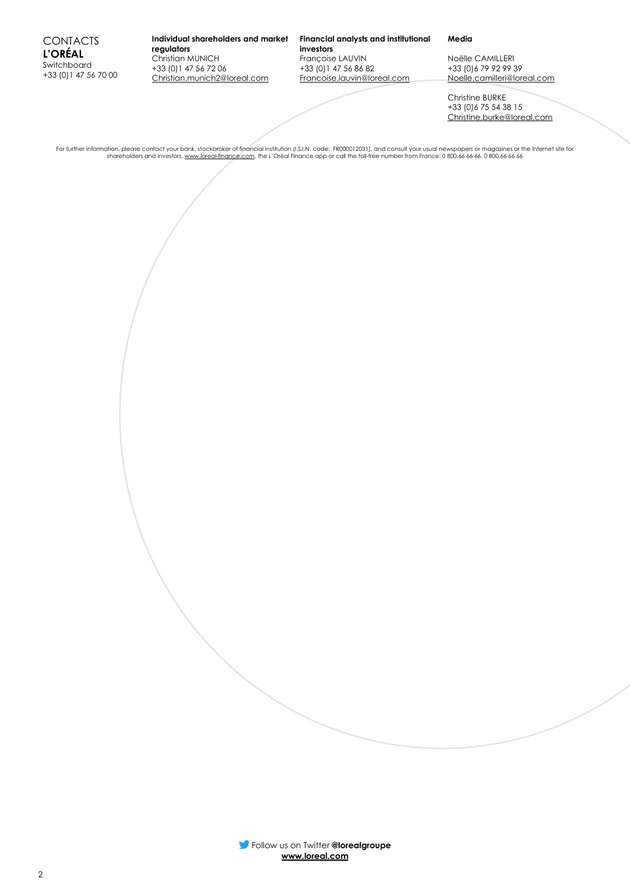CONTACTS
**L'ORÉAL**
Switchboard
+33 (0)1 47 56 70 00

**Individual shareholders and market regulators**
Christian MUNICH
+33 (0)1 47 56 72 06
Christian.munich2@loreal.com

**Financial analysts and institutional investors**
Françoise LAUVIN
+33 (0)1 47 56 86 82
Francoise.lauvin@loreal.com

**Media**

Noëlle CAMILLERI
+33 (0)6 79 92 99 39
Noelle.camilleri@loreal.com

Christine BURKE
+33 (0)6 75 54 38 15
Christine.burke@loreal.com

For further information, please contact your bank, stockbroker of financial institution (I.S.I.N. code: FR0000120321), and consult your usual newspapers or magazines or the Internet site for shareholders and investors, www.loreal-finance.com, the L'Oréal Finance app or call the toll-free number from France: 0 800 66 66 66. 0 800 66 66 66

Follow us on Twitter **@lorealgroupe**
**www.loreal.com**